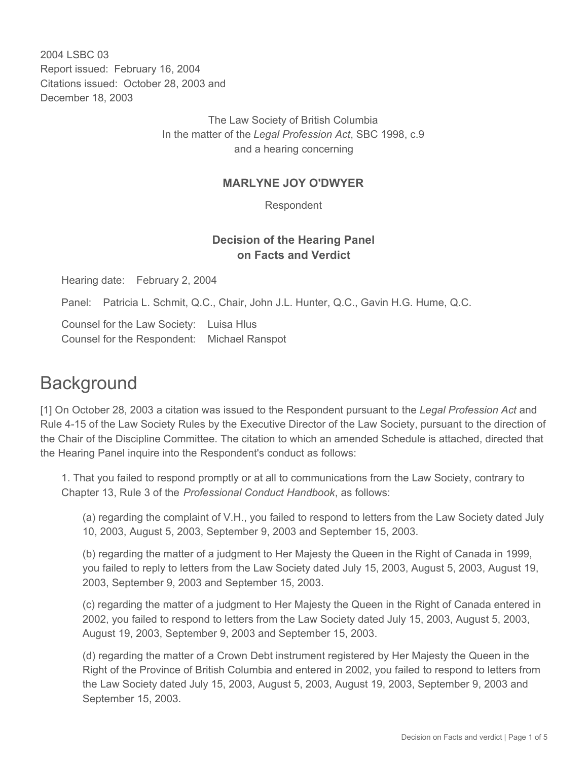2004 LSBC 03
Report issued: February 16, 2004
Citations issued: October 28, 2003 and December 18, 2003

The Law Society of British Columbia
In the matter of the *Legal Profession Act*, SBC 1998, c.9
and a hearing concerning

**MARLYNE JOY O'DWYER**

Respondent

**Decision of the Hearing Panel on Facts and Verdict**

Hearing date: February 2, 2004

Panel: Patricia L. Schmit, Q.C., Chair, John J.L. Hunter, Q.C., Gavin H.G. Hume, Q.C.

Counsel for the Law Society: Luisa Hlus
Counsel for the Respondent: Michael Ranspot

# Background

[1] On October 28, 2003 a citation was issued to the Respondent pursuant to the *Legal Profession Act* and Rule 4-15 of the Law Society Rules by the Executive Director of the Law Society, pursuant to the direction of the Chair of the Discipline Committee. The citation to which an amended Schedule is attached, directed that the Hearing Panel inquire into the Respondent's conduct as follows:

1. That you failed to respond promptly or at all to communications from the Law Society, contrary to Chapter 13, Rule 3 of the *Professional Conduct Handbook*, as follows:

(a) regarding the complaint of V.H., you failed to respond to letters from the Law Society dated July 10, 2003, August 5, 2003, September 9, 2003 and September 15, 2003.

(b) regarding the matter of a judgment to Her Majesty the Queen in the Right of Canada in 1999, you failed to reply to letters from the Law Society dated July 15, 2003, August 5, 2003, August 19, 2003, September 9, 2003 and September 15, 2003.

(c) regarding the matter of a judgment to Her Majesty the Queen in the Right of Canada entered in 2002, you failed to respond to letters from the Law Society dated July 15, 2003, August 5, 2003, August 19, 2003, September 9, 2003 and September 15, 2003.

(d) regarding the matter of a Crown Debt instrument registered by Her Majesty the Queen in the Right of the Province of British Columbia and entered in 2002, you failed to respond to letters from the Law Society dated July 15, 2003, August 5, 2003, August 19, 2003, September 9, 2003 and September 15, 2003.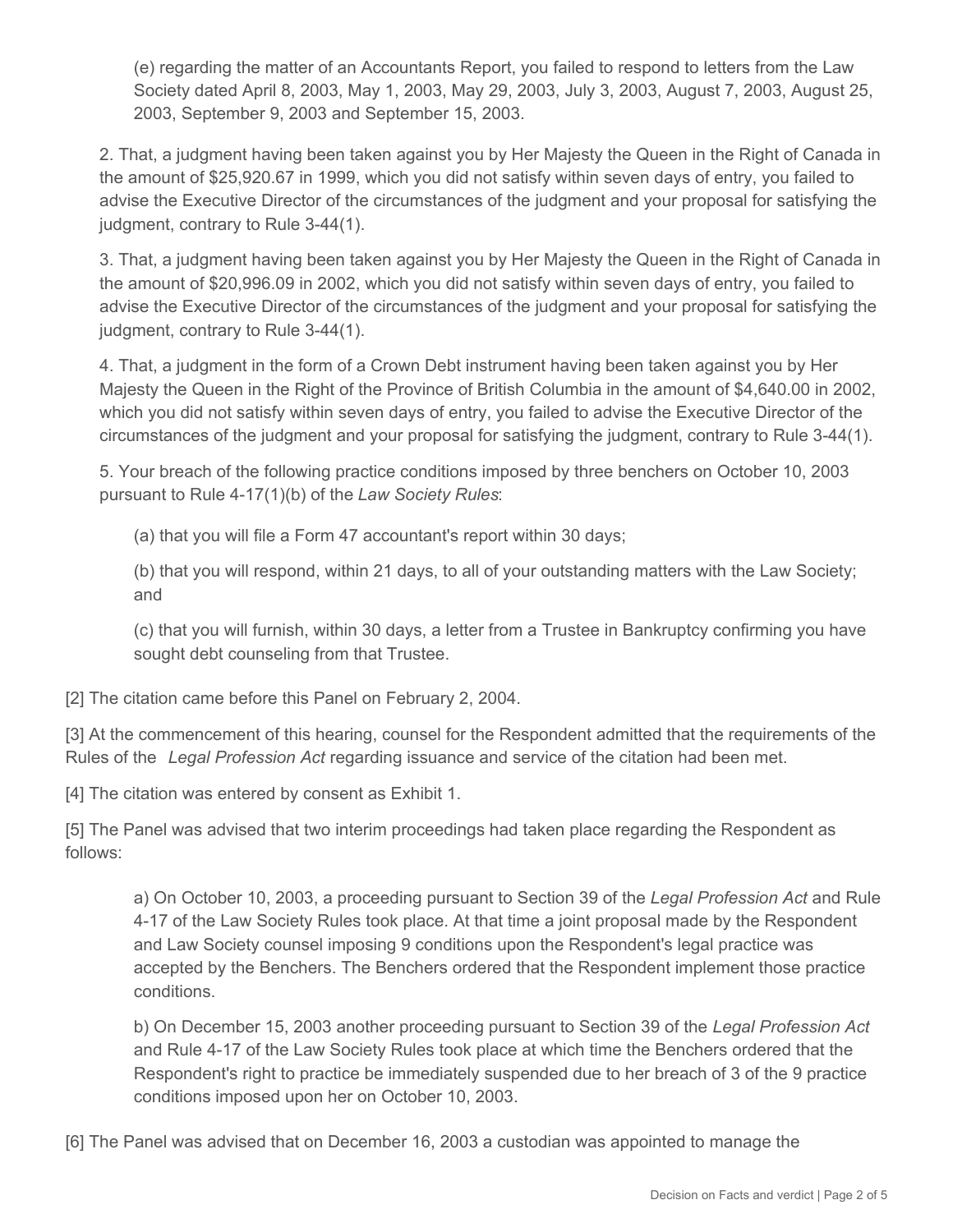(e) regarding the matter of an Accountants Report, you failed to respond to letters from the Law Society dated April 8, 2003, May 1, 2003, May 29, 2003, July 3, 2003, August 7, 2003, August 25, 2003, September 9, 2003 and September 15, 2003.

2. That, a judgment having been taken against you by Her Majesty the Queen in the Right of Canada in the amount of $25,920.67 in 1999, which you did not satisfy within seven days of entry, you failed to advise the Executive Director of the circumstances of the judgment and your proposal for satisfying the judgment, contrary to Rule 3-44(1).

3. That, a judgment having been taken against you by Her Majesty the Queen in the Right of Canada in the amount of $20,996.09 in 2002, which you did not satisfy within seven days of entry, you failed to advise the Executive Director of the circumstances of the judgment and your proposal for satisfying the judgment, contrary to Rule 3-44(1).

4. That, a judgment in the form of a Crown Debt instrument having been taken against you by Her Majesty the Queen in the Right of the Province of British Columbia in the amount of $4,640.00 in 2002, which you did not satisfy within seven days of entry, you failed to advise the Executive Director of the circumstances of the judgment and your proposal for satisfying the judgment, contrary to Rule 3-44(1).

5. Your breach of the following practice conditions imposed by three benchers on October 10, 2003 pursuant to Rule 4-17(1)(b) of the *Law Society Rules*:

(a) that you will file a Form 47 accountant's report within 30 days;

(b) that you will respond, within 21 days, to all of your outstanding matters with the Law Society; and

(c) that you will furnish, within 30 days, a letter from a Trustee in Bankruptcy confirming you have sought debt counseling from that Trustee.

[2] The citation came before this Panel on February 2, 2004.

[3] At the commencement of this hearing, counsel for the Respondent admitted that the requirements of the Rules of the *Legal Profession Act* regarding issuance and service of the citation had been met.

[4] The citation was entered by consent as Exhibit 1.

[5] The Panel was advised that two interim proceedings had taken place regarding the Respondent as follows:

a) On October 10, 2003, a proceeding pursuant to Section 39 of the *Legal Profession Act* and Rule 4-17 of the Law Society Rules took place. At that time a joint proposal made by the Respondent and Law Society counsel imposing 9 conditions upon the Respondent's legal practice was accepted by the Benchers. The Benchers ordered that the Respondent implement those practice conditions.

b) On December 15, 2003 another proceeding pursuant to Section 39 of the *Legal Profession Act* and Rule 4-17 of the Law Society Rules took place at which time the Benchers ordered that the Respondent's right to practice be immediately suspended due to her breach of 3 of the 9 practice conditions imposed upon her on October 10, 2003.

[6] The Panel was advised that on December 16, 2003 a custodian was appointed to manage the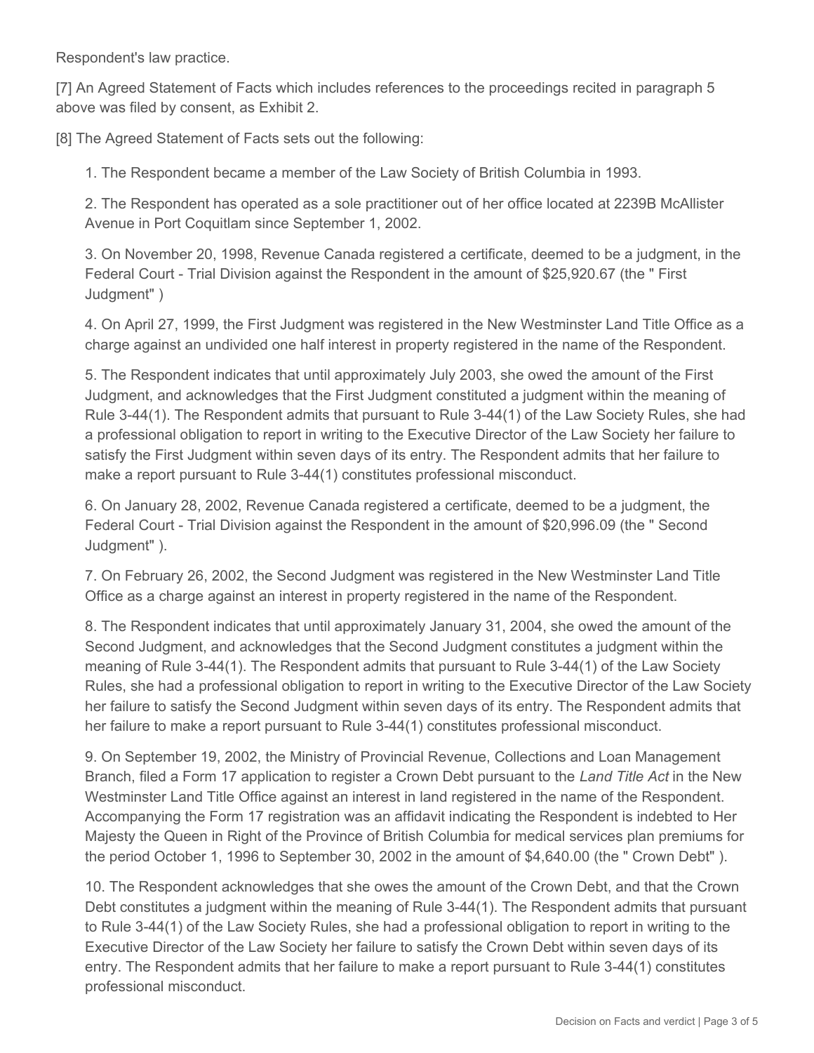Respondent's law practice.

[7] An Agreed Statement of Facts which includes references to the proceedings recited in paragraph 5 above was filed by consent, as Exhibit 2.

[8] The Agreed Statement of Facts sets out the following:

1. The Respondent became a member of the Law Society of British Columbia in 1993.

2. The Respondent has operated as a sole practitioner out of her office located at 2239B McAllister Avenue in Port Coquitlam since September 1, 2002.

3. On November 20, 1998, Revenue Canada registered a certificate, deemed to be a judgment, in the Federal Court - Trial Division against the Respondent in the amount of $25,920.67 (the " First Judgment" )

4. On April 27, 1999, the First Judgment was registered in the New Westminster Land Title Office as a charge against an undivided one half interest in property registered in the name of the Respondent.

5. The Respondent indicates that until approximately July 2003, she owed the amount of the First Judgment, and acknowledges that the First Judgment constituted a judgment within the meaning of Rule 3-44(1). The Respondent admits that pursuant to Rule 3-44(1) of the Law Society Rules, she had a professional obligation to report in writing to the Executive Director of the Law Society her failure to satisfy the First Judgment within seven days of its entry. The Respondent admits that her failure to make a report pursuant to Rule 3-44(1) constitutes professional misconduct.

6. On January 28, 2002, Revenue Canada registered a certificate, deemed to be a judgment, the Federal Court - Trial Division against the Respondent in the amount of $20,996.09 (the " Second Judgment" ).

7. On February 26, 2002, the Second Judgment was registered in the New Westminster Land Title Office as a charge against an interest in property registered in the name of the Respondent.

8. The Respondent indicates that until approximately January 31, 2004, she owed the amount of the Second Judgment, and acknowledges that the Second Judgment constitutes a judgment within the meaning of Rule 3-44(1). The Respondent admits that pursuant to Rule 3-44(1) of the Law Society Rules, she had a professional obligation to report in writing to the Executive Director of the Law Society her failure to satisfy the Second Judgment within seven days of its entry. The Respondent admits that her failure to make a report pursuant to Rule 3-44(1) constitutes professional misconduct.

9. On September 19, 2002, the Ministry of Provincial Revenue, Collections and Loan Management Branch, filed a Form 17 application to register a Crown Debt pursuant to the *Land Title Act* in the New Westminster Land Title Office against an interest in land registered in the name of the Respondent. Accompanying the Form 17 registration was an affidavit indicating the Respondent is indebted to Her Majesty the Queen in Right of the Province of British Columbia for medical services plan premiums for the period October 1, 1996 to September 30, 2002 in the amount of $4,640.00 (the " Crown Debt" ).

10. The Respondent acknowledges that she owes the amount of the Crown Debt, and that the Crown Debt constitutes a judgment within the meaning of Rule 3-44(1). The Respondent admits that pursuant to Rule 3-44(1) of the Law Society Rules, she had a professional obligation to report in writing to the Executive Director of the Law Society her failure to satisfy the Crown Debt within seven days of its entry. The Respondent admits that her failure to make a report pursuant to Rule 3-44(1) constitutes professional misconduct.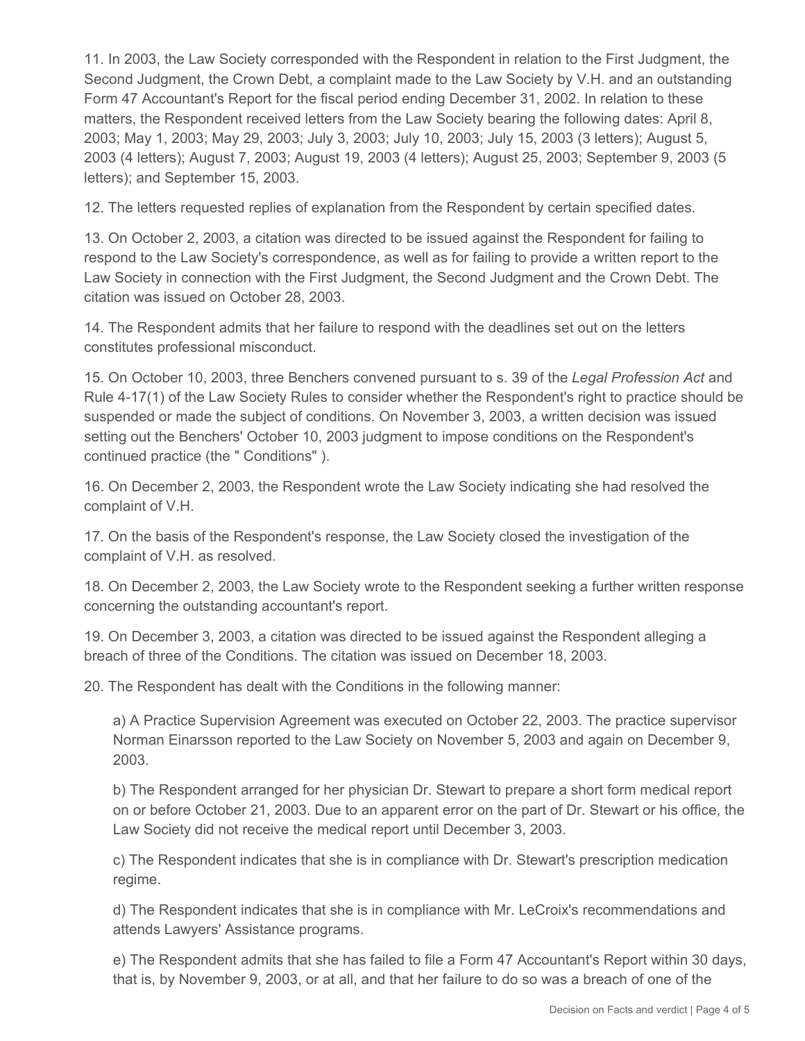11. In 2003, the Law Society corresponded with the Respondent in relation to the First Judgment, the Second Judgment, the Crown Debt, a complaint made to the Law Society by V.H. and an outstanding Form 47 Accountant's Report for the fiscal period ending December 31, 2002. In relation to these matters, the Respondent received letters from the Law Society bearing the following dates: April 8, 2003; May 1, 2003; May 29, 2003; July 3, 2003; July 10, 2003; July 15, 2003 (3 letters); August 5, 2003 (4 letters); August 7, 2003; August 19, 2003 (4 letters); August 25, 2003; September 9, 2003 (5 letters); and September 15, 2003.

12. The letters requested replies of explanation from the Respondent by certain specified dates.

13. On October 2, 2003, a citation was directed to be issued against the Respondent for failing to respond to the Law Society's correspondence, as well as for failing to provide a written report to the Law Society in connection with the First Judgment, the Second Judgment and the Crown Debt. The citation was issued on October 28, 2003.

14. The Respondent admits that her failure to respond with the deadlines set out on the letters constitutes professional misconduct.

15. On October 10, 2003, three Benchers convened pursuant to s. 39 of the *Legal Profession Act* and Rule 4-17(1) of the Law Society Rules to consider whether the Respondent's right to practice should be suspended or made the subject of conditions. On November 3, 2003, a written decision was issued setting out the Benchers' October 10, 2003 judgment to impose conditions on the Respondent's continued practice (the " Conditions" ).

16. On December 2, 2003, the Respondent wrote the Law Society indicating she had resolved the complaint of V.H.

17. On the basis of the Respondent's response, the Law Society closed the investigation of the complaint of V.H. as resolved.

18. On December 2, 2003, the Law Society wrote to the Respondent seeking a further written response concerning the outstanding accountant's report.

19. On December 3, 2003, a citation was directed to be issued against the Respondent alleging a breach of three of the Conditions. The citation was issued on December 18, 2003.

20. The Respondent has dealt with the Conditions in the following manner:

> a) A Practice Supervision Agreement was executed on October 22, 2003. The practice supervisor Norman Einarsson reported to the Law Society on November 5, 2003 and again on December 9, 2003.
>
> b) The Respondent arranged for her physician Dr. Stewart to prepare a short form medical report on or before October 21, 2003. Due to an apparent error on the part of Dr. Stewart or his office, the Law Society did not receive the medical report until December 3, 2003.
>
> c) The Respondent indicates that she is in compliance with Dr. Stewart's prescription medication regime.
>
> d) The Respondent indicates that she is in compliance with Mr. LeCroix's recommendations and attends Lawyers' Assistance programs.
>
> e) The Respondent admits that she has failed to file a Form 47 Accountant's Report within 30 days, that is, by November 9, 2003, or at all, and that her failure to do so was a breach of one of the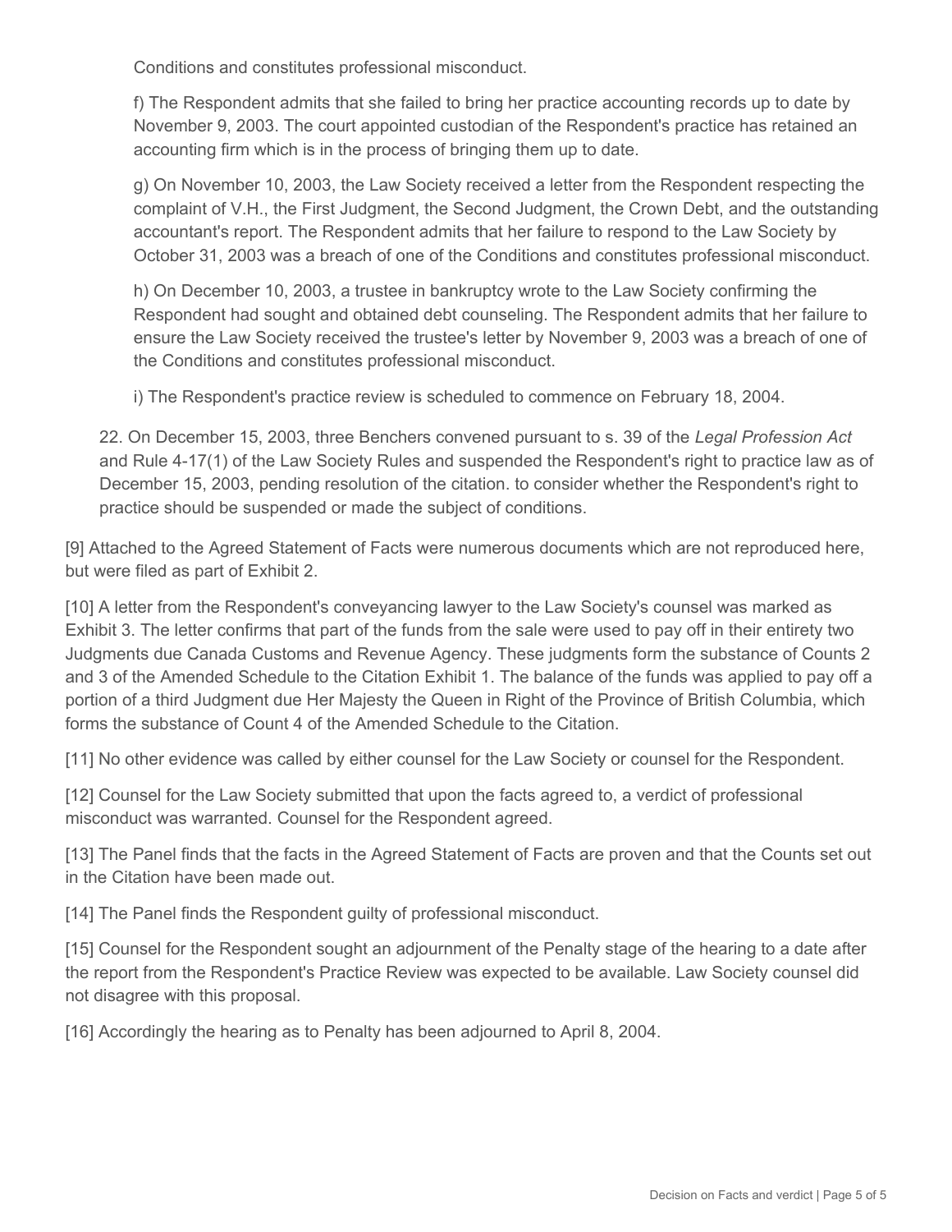Conditions and constitutes professional misconduct.

f) The Respondent admits that she failed to bring her practice accounting records up to date by November 9, 2003. The court appointed custodian of the Respondent's practice has retained an accounting firm which is in the process of bringing them up to date.

g) On November 10, 2003, the Law Society received a letter from the Respondent respecting the complaint of V.H., the First Judgment, the Second Judgment, the Crown Debt, and the outstanding accountant's report. The Respondent admits that her failure to respond to the Law Society by October 31, 2003 was a breach of one of the Conditions and constitutes professional misconduct.

h) On December 10, 2003, a trustee in bankruptcy wrote to the Law Society confirming the Respondent had sought and obtained debt counseling. The Respondent admits that her failure to ensure the Law Society received the trustee's letter by November 9, 2003 was a breach of one of the Conditions and constitutes professional misconduct.

i) The Respondent's practice review is scheduled to commence on February 18, 2004.

22. On December 15, 2003, three Benchers convened pursuant to s. 39 of the *Legal Profession Act* and Rule 4-17(1) of the Law Society Rules and suspended the Respondent's right to practice law as of December 15, 2003, pending resolution of the citation. to consider whether the Respondent's right to practice should be suspended or made the subject of conditions.

[9] Attached to the Agreed Statement of Facts were numerous documents which are not reproduced here, but were filed as part of Exhibit 2.

[10] A letter from the Respondent's conveyancing lawyer to the Law Society's counsel was marked as Exhibit 3. The letter confirms that part of the funds from the sale were used to pay off in their entirety two Judgments due Canada Customs and Revenue Agency. These judgments form the substance of Counts 2 and 3 of the Amended Schedule to the Citation Exhibit 1. The balance of the funds was applied to pay off a portion of a third Judgment due Her Majesty the Queen in Right of the Province of British Columbia, which forms the substance of Count 4 of the Amended Schedule to the Citation.

[11] No other evidence was called by either counsel for the Law Society or counsel for the Respondent.

[12] Counsel for the Law Society submitted that upon the facts agreed to, a verdict of professional misconduct was warranted. Counsel for the Respondent agreed.

[13] The Panel finds that the facts in the Agreed Statement of Facts are proven and that the Counts set out in the Citation have been made out.

[14] The Panel finds the Respondent guilty of professional misconduct.

[15] Counsel for the Respondent sought an adjournment of the Penalty stage of the hearing to a date after the report from the Respondent's Practice Review was expected to be available. Law Society counsel did not disagree with this proposal.

[16] Accordingly the hearing as to Penalty has been adjourned to April 8, 2004.